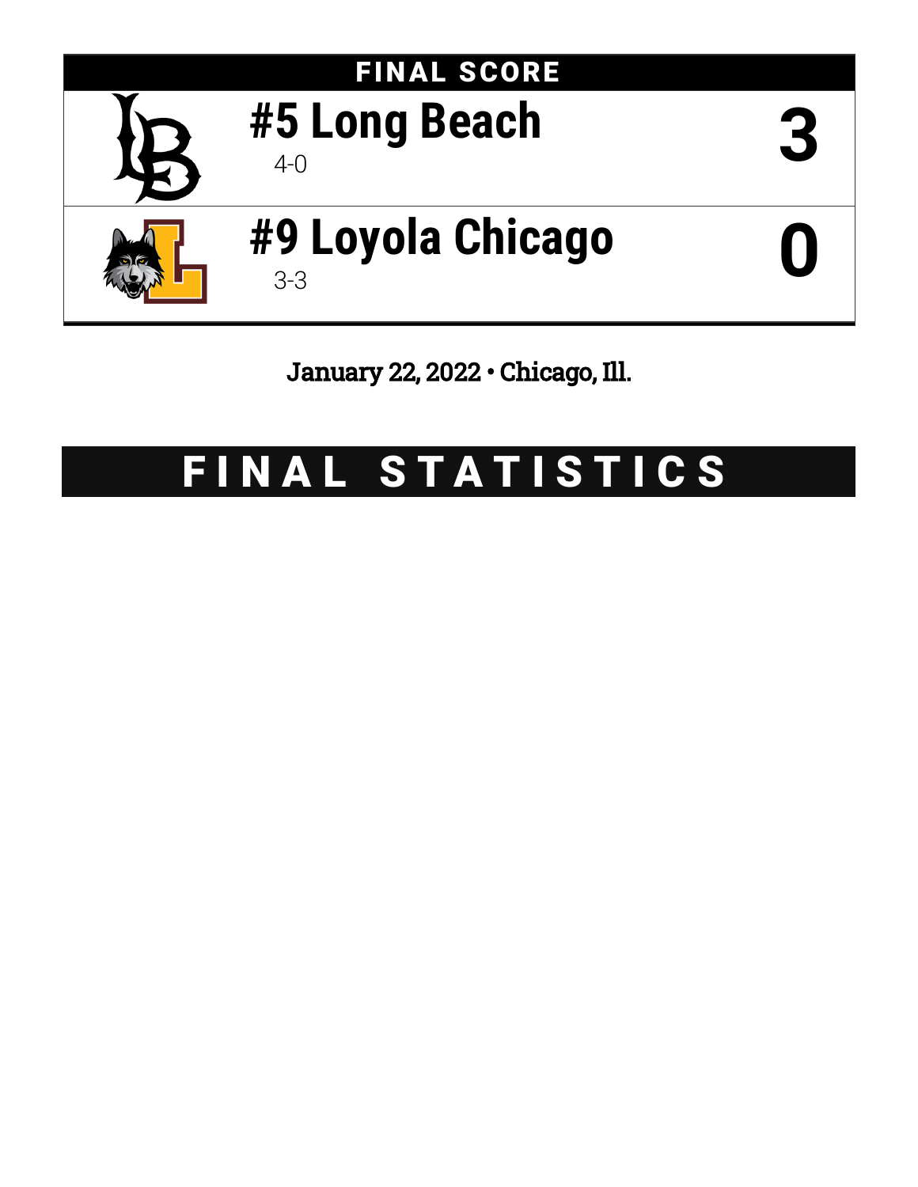## FINAL SCORE

| Team | Record | Score |
| --- | --- | --- |
| **#5 Long Beach** | 4-0 | **3** |
| **#9 Loyola Chicago** | 3-3 | **0** |

January 22, 2022 • Chicago, Ill.

# FINAL STATISTICS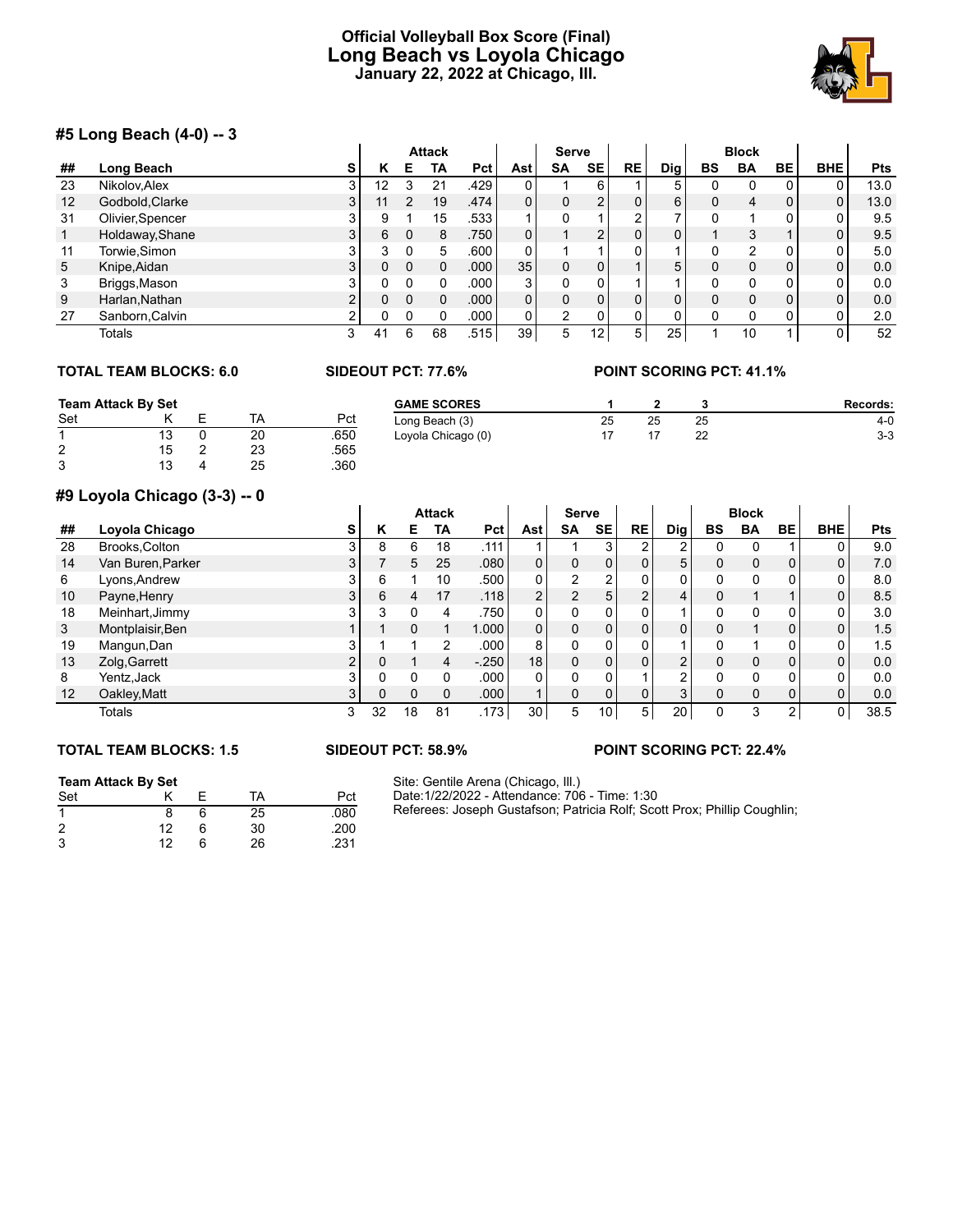# Official Volleyball Box Score (Final)
## Long Beach vs Loyola Chicago
### January 22, 2022 at Chicago, Ill.

## #5 Long Beach (4-0) -- 3

| | | | Attack | | | | | Serve | | | | Block | | | | |
|---|---|---|---|---|---|---|---|---|---|---|---|---|---|---|---|---|
| ## | Long Beach | S | K | E | TA | Pct | Ast | SA | SE | RE | Dig | BS | BA | BE | BHE | Pts |
| 23 | Nikolov,Alex | 3 | 12 | 3 | 21 | .429 | 0 | 1 | 6 | 1 | 5 | 0 | 0 | 0 | 0 | 13.0 |
| 12 | Godbold,Clarke | 3 | 11 | 2 | 19 | .474 | 0 | 0 | 2 | 0 | 6 | 0 | 4 | 0 | 0 | 13.0 |
| 31 | Olivier,Spencer | 3 | 9 | 1 | 15 | .533 | 1 | 0 | 1 | 2 | 7 | 0 | 1 | 0 | 0 | 9.5 |
| 1 | Holdaway,Shane | 3 | 6 | 0 | 8 | .750 | 0 | 1 | 2 | 0 | 0 | 1 | 3 | 1 | 0 | 9.5 |
| 11 | Torwie,Simon | 3 | 3 | 0 | 5 | .600 | 0 | 1 | 1 | 0 | 1 | 0 | 2 | 0 | 0 | 5.0 |
| 5 | Knipe,Aidan | 3 | 0 | 0 | 0 | .000 | 35 | 0 | 0 | 1 | 5 | 0 | 0 | 0 | 0 | 0.0 |
| 3 | Briggs,Mason | 3 | 0 | 0 | 0 | .000 | 3 | 0 | 0 | 1 | 1 | 0 | 0 | 0 | 0 | 0.0 |
| 9 | Harlan,Nathan | 2 | 0 | 0 | 0 | .000 | 0 | 0 | 0 | 0 | 0 | 0 | 0 | 0 | 0 | 0.0 |
| 27 | Sanborn,Calvin | 2 | 0 | 0 | 0 | .000 | 0 | 2 | 0 | 0 | 0 | 0 | 0 | 0 | 0 | 2.0 |
| | Totals | 3 | 41 | 6 | 68 | .515 | 39 | 5 | 12 | 5 | 25 | 1 | 10 | 1 | 0 | 52 |

**TOTAL TEAM BLOCKS: 6.0** **SIDEOUT PCT: 77.6%** **POINT SCORING PCT: 41.1%**

**Team Attack By Set**

| Set | K | E | TA | Pct |
|---|---|---|---|---|
| 1 | 13 | 0 | 20 | .650 |
| 2 | 15 | 2 | 23 | .565 |
| 3 | 13 | 4 | 25 | .360 |

| GAME SCORES | 1 | 2 | 3 | Records: |
|---|---|---|---|---|
| Long Beach (3) | 25 | 25 | 25 | 4-0 |
| Loyola Chicago (0) | 17 | 17 | 22 | 3-3 |

## #9 Loyola Chicago (3-3) -- 0

| | | | Attack | | | | | Serve | | | | Block | | | | |
|---|---|---|---|---|---|---|---|---|---|---|---|---|---|---|---|---|
| ## | Loyola Chicago | S | K | E | TA | Pct | Ast | SA | SE | RE | Dig | BS | BA | BE | BHE | Pts |
| 28 | Brooks,Colton | 3 | 8 | 6 | 18 | .111 | 1 | 1 | 3 | 2 | 2 | 0 | 0 | 1 | 0 | 9.0 |
| 14 | Van Buren,Parker | 3 | 7 | 5 | 25 | .080 | 0 | 0 | 0 | 0 | 5 | 0 | 0 | 0 | 0 | 7.0 |
| 6 | Lyons,Andrew | 3 | 6 | 1 | 10 | .500 | 0 | 2 | 2 | 0 | 0 | 0 | 0 | 0 | 0 | 8.0 |
| 10 | Payne,Henry | 3 | 6 | 4 | 17 | .118 | 2 | 2 | 5 | 2 | 4 | 0 | 1 | 1 | 0 | 8.5 |
| 18 | Meinhart,Jimmy | 3 | 3 | 0 | 4 | .750 | 0 | 0 | 0 | 0 | 1 | 0 | 0 | 0 | 0 | 3.0 |
| 3 | Montplaisir,Ben | 1 | 1 | 0 | 1 | 1.000 | 0 | 0 | 0 | 0 | 0 | 0 | 1 | 0 | 0 | 1.5 |
| 19 | Mangun,Dan | 3 | 1 | 1 | 2 | .000 | 8 | 0 | 0 | 0 | 1 | 0 | 1 | 0 | 0 | 1.5 |
| 13 | Zolg,Garrett | 2 | 0 | 1 | 4 | -.250 | 18 | 0 | 0 | 0 | 2 | 0 | 0 | 0 | 0 | 0.0 |
| 8 | Yentz,Jack | 3 | 0 | 0 | 0 | .000 | 0 | 0 | 0 | 1 | 2 | 0 | 0 | 0 | 0 | 0.0 |
| 12 | Oakley,Matt | 3 | 0 | 0 | 0 | .000 | 1 | 0 | 0 | 0 | 3 | 0 | 0 | 0 | 0 | 0.0 |
| | Totals | 3 | 32 | 18 | 81 | .173 | 30 | 5 | 10 | 5 | 20 | 0 | 3 | 2 | 0 | 38.5 |

**TOTAL TEAM BLOCKS: 1.5** **SIDEOUT PCT: 58.9%** **POINT SCORING PCT: 22.4%**

**Team Attack By Set**

| Set | K | E | TA | Pct |
|---|---|---|---|---|
| 1 | 8 | 6 | 25 | .080 |
| 2 | 12 | 6 | 30 | .200 |
| 3 | 12 | 6 | 26 | .231 |

Site: Gentile Arena (Chicago, Ill.)
Date:1/22/2022 - Attendance: 706 - Time: 1:30
Referees: Joseph Gustafson; Patricia Rolf; Scott Prox; Phillip Coughlin;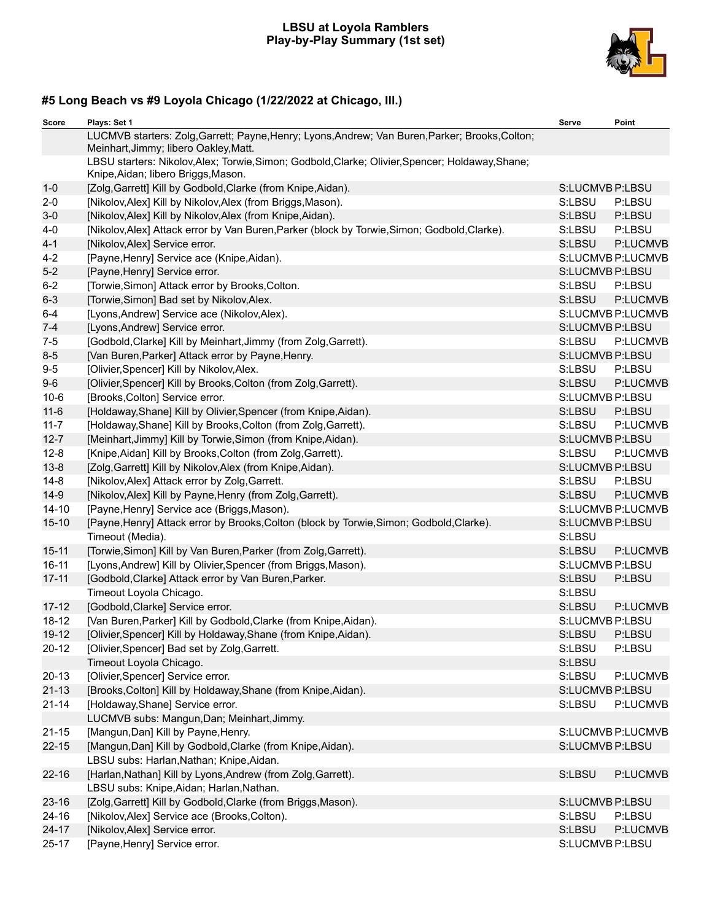# LBSU at Loyola Ramblers
## Play-by-Play Summary (1st set)

### #5 Long Beach vs #9 Loyola Chicago (1/22/2022 at Chicago, Ill.)

| Score | Plays: Set 1 | Serve | Point |
|---|---|---|---|
| | LUCMVB starters: Zolg,Garrett; Payne,Henry; Lyons,Andrew; Van Buren,Parker; Brooks,Colton; Meinhart,Jimmy; libero Oakley,Matt. | | |
| | LBSU starters: Nikolov,Alex; Torwie,Simon; Godbold,Clarke; Olivier,Spencer; Holdaway,Shane; Knipe,Aidan; libero Briggs,Mason. | | |
| 1-0 | [Zolg,Garrett] Kill by Godbold,Clarke (from Knipe,Aidan). | S:LUCMVB | P:LBSU |
| 2-0 | [Nikolov,Alex] Kill by Nikolov,Alex (from Briggs,Mason). | S:LBSU | P:LBSU |
| 3-0 | [Nikolov,Alex] Kill by Nikolov,Alex (from Knipe,Aidan). | S:LBSU | P:LBSU |
| 4-0 | [Nikolov,Alex] Attack error by Van Buren,Parker (block by Torwie,Simon; Godbold,Clarke). | S:LBSU | P:LBSU |
| 4-1 | [Nikolov,Alex] Service error. | S:LBSU | P:LUCMVB |
| 4-2 | [Payne,Henry] Service ace (Knipe,Aidan). | S:LUCMVB | P:LUCMVB |
| 5-2 | [Payne,Henry] Service error. | S:LUCMVB | P:LBSU |
| 6-2 | [Torwie,Simon] Attack error by Brooks,Colton. | S:LBSU | P:LBSU |
| 6-3 | [Torwie,Simon] Bad set by Nikolov,Alex. | S:LBSU | P:LUCMVB |
| 6-4 | [Lyons,Andrew] Service ace (Nikolov,Alex). | S:LUCMVB | P:LUCMVB |
| 7-4 | [Lyons,Andrew] Service error. | S:LUCMVB | P:LBSU |
| 7-5 | [Godbold,Clarke] Kill by Meinhart,Jimmy (from Zolg,Garrett). | S:LBSU | P:LUCMVB |
| 8-5 | [Van Buren,Parker] Attack error by Payne,Henry. | S:LUCMVB | P:LBSU |
| 9-5 | [Olivier,Spencer] Kill by Nikolov,Alex. | S:LBSU | P:LBSU |
| 9-6 | [Olivier,Spencer] Kill by Brooks,Colton (from Zolg,Garrett). | S:LBSU | P:LUCMVB |
| 10-6 | [Brooks,Colton] Service error. | S:LUCMVB | P:LBSU |
| 11-6 | [Holdaway,Shane] Kill by Olivier,Spencer (from Knipe,Aidan). | S:LBSU | P:LBSU |
| 11-7 | [Holdaway,Shane] Kill by Brooks,Colton (from Zolg,Garrett). | S:LBSU | P:LUCMVB |
| 12-7 | [Meinhart,Jimmy] Kill by Torwie,Simon (from Knipe,Aidan). | S:LUCMVB | P:LBSU |
| 12-8 | [Knipe,Aidan] Kill by Brooks,Colton (from Zolg,Garrett). | S:LBSU | P:LUCMVB |
| 13-8 | [Zolg,Garrett] Kill by Nikolov,Alex (from Knipe,Aidan). | S:LUCMVB | P:LBSU |
| 14-8 | [Nikolov,Alex] Attack error by Zolg,Garrett. | S:LBSU | P:LBSU |
| 14-9 | [Nikolov,Alex] Kill by Payne,Henry (from Zolg,Garrett). | S:LBSU | P:LUCMVB |
| 14-10 | [Payne,Henry] Service ace (Briggs,Mason). | S:LUCMVB | P:LUCMVB |
| 15-10 | [Payne,Henry] Attack error by Brooks,Colton (block by Torwie,Simon; Godbold,Clarke). | S:LUCMVB | P:LBSU |
| | Timeout (Media). | S:LBSU | |
| 15-11 | [Torwie,Simon] Kill by Van Buren,Parker (from Zolg,Garrett). | S:LBSU | P:LUCMVB |
| 16-11 | [Lyons,Andrew] Kill by Olivier,Spencer (from Briggs,Mason). | S:LUCMVB | P:LBSU |
| 17-11 | [Godbold,Clarke] Attack error by Van Buren,Parker. | S:LBSU | P:LBSU |
| | Timeout Loyola Chicago. | S:LBSU | |
| 17-12 | [Godbold,Clarke] Service error. | S:LBSU | P:LUCMVB |
| 18-12 | [Van Buren,Parker] Kill by Godbold,Clarke (from Knipe,Aidan). | S:LUCMVB | P:LBSU |
| 19-12 | [Olivier,Spencer] Kill by Holdaway,Shane (from Knipe,Aidan). | S:LBSU | P:LBSU |
| 20-12 | [Olivier,Spencer] Bad set by Zolg,Garrett. | S:LBSU | P:LBSU |
| | Timeout Loyola Chicago. | S:LBSU | |
| 20-13 | [Olivier,Spencer] Service error. | S:LBSU | P:LUCMVB |
| 21-13 | [Brooks,Colton] Kill by Holdaway,Shane (from Knipe,Aidan). | S:LUCMVB | P:LBSU |
| 21-14 | [Holdaway,Shane] Service error. | S:LBSU | P:LUCMVB |
| | LUCMVB subs: Mangun,Dan; Meinhart,Jimmy. | | |
| 21-15 | [Mangun,Dan] Kill by Payne,Henry. | S:LUCMVB | P:LUCMVB |
| 22-15 | [Mangun,Dan] Kill by Godbold,Clarke (from Knipe,Aidan). | S:LUCMVB | P:LBSU |
| | LBSU subs: Harlan,Nathan; Knipe,Aidan. | | |
| 22-16 | [Harlan,Nathan] Kill by Lyons,Andrew (from Zolg,Garrett). | S:LBSU | P:LUCMVB |
| | LBSU subs: Knipe,Aidan; Harlan,Nathan. | | |
| 23-16 | [Zolg,Garrett] Kill by Godbold,Clarke (from Briggs,Mason). | S:LUCMVB | P:LBSU |
| 24-16 | [Nikolov,Alex] Service ace (Brooks,Colton). | S:LBSU | P:LBSU |
| 24-17 | [Nikolov,Alex] Service error. | S:LBSU | P:LUCMVB |
| 25-17 | [Payne,Henry] Service error. | S:LUCMVB | P:LBSU |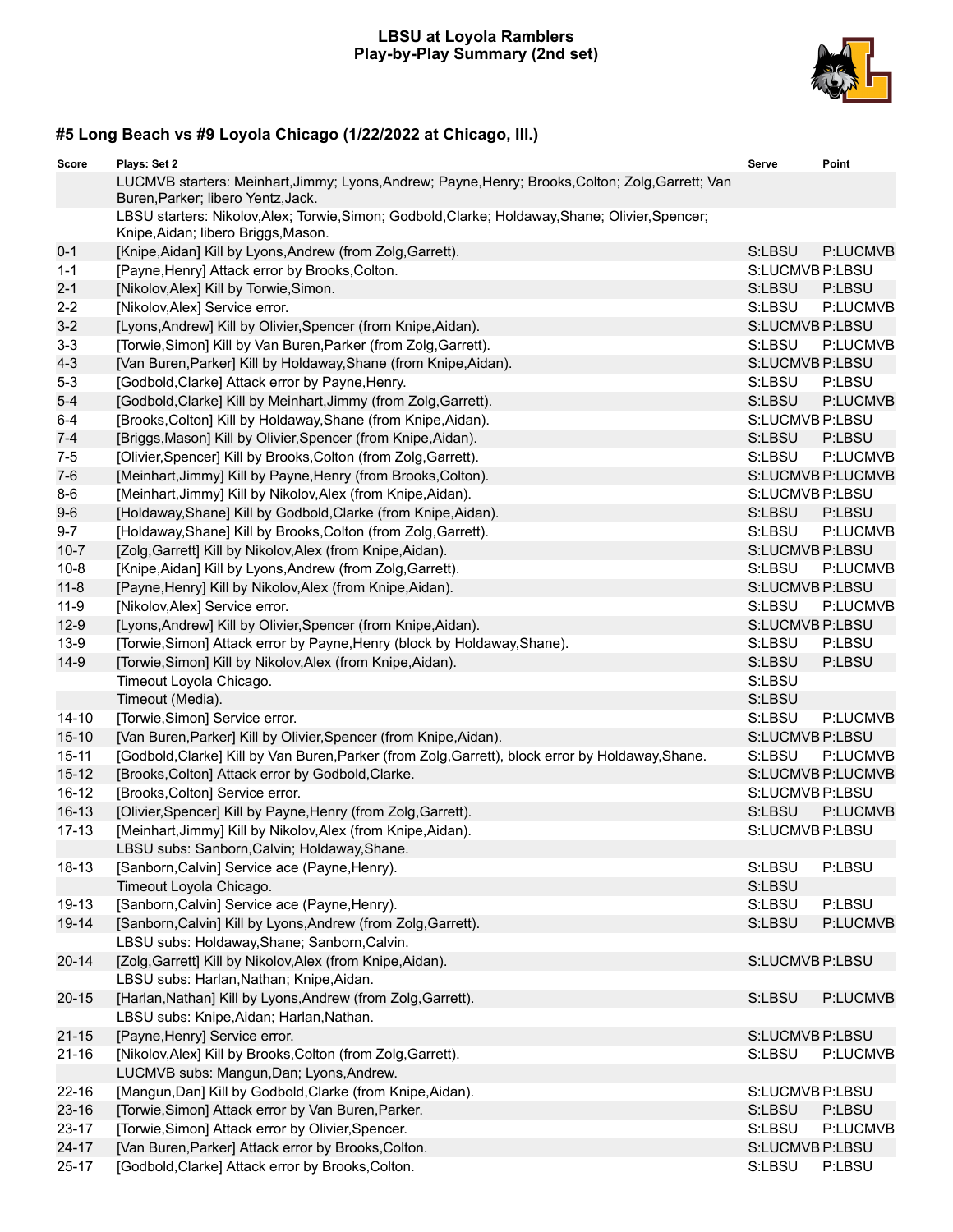## LBSU at Loyola Ramblers
## Play-by-Play Summary (2nd set)

### #5 Long Beach vs #9 Loyola Chicago (1/22/2022 at Chicago, Ill.)

| Score | Plays: Set 2 | Serve | Point |
|---|---|---|---|
| | LUCMVB starters: Meinhart,Jimmy; Lyons,Andrew; Payne,Henry; Brooks,Colton; Zolg,Garrett; Van Buren,Parker; libero Yentz,Jack. | | |
| | LBSU starters: Nikolov,Alex; Torwie,Simon; Godbold,Clarke; Holdaway,Shane; Olivier,Spencer; Knipe,Aidan; libero Briggs,Mason. | | |
| 0-1 | [Knipe,Aidan] Kill by Lyons,Andrew (from Zolg,Garrett). | S:LBSU | P:LUCMVB |
| 1-1 | [Payne,Henry] Attack error by Brooks,Colton. | S:LUCMVB | P:LBSU |
| 2-1 | [Nikolov,Alex] Kill by Torwie,Simon. | S:LBSU | P:LBSU |
| 2-2 | [Nikolov,Alex] Service error. | S:LBSU | P:LUCMVB |
| 3-2 | [Lyons,Andrew] Kill by Olivier,Spencer (from Knipe,Aidan). | S:LUCMVB | P:LBSU |
| 3-3 | [Torwie,Simon] Kill by Van Buren,Parker (from Zolg,Garrett). | S:LBSU | P:LUCMVB |
| 4-3 | [Van Buren,Parker] Kill by Holdaway,Shane (from Knipe,Aidan). | S:LUCMVB | P:LBSU |
| 5-3 | [Godbold,Clarke] Attack error by Payne,Henry. | S:LBSU | P:LBSU |
| 5-4 | [Godbold,Clarke] Kill by Meinhart,Jimmy (from Zolg,Garrett). | S:LBSU | P:LUCMVB |
| 6-4 | [Brooks,Colton] Kill by Holdaway,Shane (from Knipe,Aidan). | S:LUCMVB | P:LBSU |
| 7-4 | [Briggs,Mason] Kill by Olivier,Spencer (from Knipe,Aidan). | S:LBSU | P:LBSU |
| 7-5 | [Olivier,Spencer] Kill by Brooks,Colton (from Zolg,Garrett). | S:LBSU | P:LUCMVB |
| 7-6 | [Meinhart,Jimmy] Kill by Payne,Henry (from Brooks,Colton). | S:LUCMVB | P:LUCMVB |
| 8-6 | [Meinhart,Jimmy] Kill by Nikolov,Alex (from Knipe,Aidan). | S:LUCMVB | P:LBSU |
| 9-6 | [Holdaway,Shane] Kill by Godbold,Clarke (from Knipe,Aidan). | S:LBSU | P:LBSU |
| 9-7 | [Holdaway,Shane] Kill by Brooks,Colton (from Zolg,Garrett). | S:LBSU | P:LUCMVB |
| 10-7 | [Zolg,Garrett] Kill by Nikolov,Alex (from Knipe,Aidan). | S:LUCMVB | P:LBSU |
| 10-8 | [Knipe,Aidan] Kill by Lyons,Andrew (from Zolg,Garrett). | S:LBSU | P:LUCMVB |
| 11-8 | [Payne,Henry] Kill by Nikolov,Alex (from Knipe,Aidan). | S:LUCMVB | P:LBSU |
| 11-9 | [Nikolov,Alex] Service error. | S:LBSU | P:LUCMVB |
| 12-9 | [Lyons,Andrew] Kill by Olivier,Spencer (from Knipe,Aidan). | S:LUCMVB | P:LBSU |
| 13-9 | [Torwie,Simon] Attack error by Payne,Henry (block by Holdaway,Shane). | S:LBSU | P:LBSU |
| 14-9 | [Torwie,Simon] Kill by Nikolov,Alex (from Knipe,Aidan). | S:LBSU | P:LBSU |
| | Timeout Loyola Chicago. | S:LBSU | |
| | Timeout (Media). | S:LBSU | |
| 14-10 | [Torwie,Simon] Service error. | S:LBSU | P:LUCMVB |
| 15-10 | [Van Buren,Parker] Kill by Olivier,Spencer (from Knipe,Aidan). | S:LUCMVB | P:LBSU |
| 15-11 | [Godbold,Clarke] Kill by Van Buren,Parker (from Zolg,Garrett), block error by Holdaway,Shane. | S:LBSU | P:LUCMVB |
| 15-12 | [Brooks,Colton] Attack error by Godbold,Clarke. | S:LUCMVB | P:LUCMVB |
| 16-12 | [Brooks,Colton] Service error. | S:LUCMVB | P:LBSU |
| 16-13 | [Olivier,Spencer] Kill by Payne,Henry (from Zolg,Garrett). | S:LBSU | P:LUCMVB |
| 17-13 | [Meinhart,Jimmy] Kill by Nikolov,Alex (from Knipe,Aidan). | S:LUCMVB | P:LBSU |
| | LBSU subs: Sanborn,Calvin; Holdaway,Shane. | | |
| 18-13 | [Sanborn,Calvin] Service ace (Payne,Henry). | S:LBSU | P:LBSU |
| | Timeout Loyola Chicago. | S:LBSU | |
| 19-13 | [Sanborn,Calvin] Service ace (Payne,Henry). | S:LBSU | P:LBSU |
| 19-14 | [Sanborn,Calvin] Kill by Lyons,Andrew (from Zolg,Garrett). | S:LBSU | P:LUCMVB |
| | LBSU subs: Holdaway,Shane; Sanborn,Calvin. | | |
| 20-14 | [Zolg,Garrett] Kill by Nikolov,Alex (from Knipe,Aidan). | S:LUCMVB | P:LBSU |
| | LBSU subs: Harlan,Nathan; Knipe,Aidan. | | |
| 20-15 | [Harlan,Nathan] Kill by Lyons,Andrew (from Zolg,Garrett). | S:LBSU | P:LUCMVB |
| | LBSU subs: Knipe,Aidan; Harlan,Nathan. | | |
| 21-15 | [Payne,Henry] Service error. | S:LUCMVB | P:LBSU |
| 21-16 | [Nikolov,Alex] Kill by Brooks,Colton (from Zolg,Garrett). | S:LBSU | P:LUCMVB |
| | LUCMVB subs: Mangun,Dan; Lyons,Andrew. | | |
| 22-16 | [Mangun,Dan] Kill by Godbold,Clarke (from Knipe,Aidan). | S:LUCMVB | P:LBSU |
| 23-16 | [Torwie,Simon] Attack error by Van Buren,Parker. | S:LBSU | P:LBSU |
| 23-17 | [Torwie,Simon] Attack error by Olivier,Spencer. | S:LBSU | P:LUCMVB |
| 24-17 | [Van Buren,Parker] Attack error by Brooks,Colton. | S:LUCMVB | P:LBSU |
| 25-17 | [Godbold,Clarke] Attack error by Brooks,Colton. | S:LBSU | P:LBSU |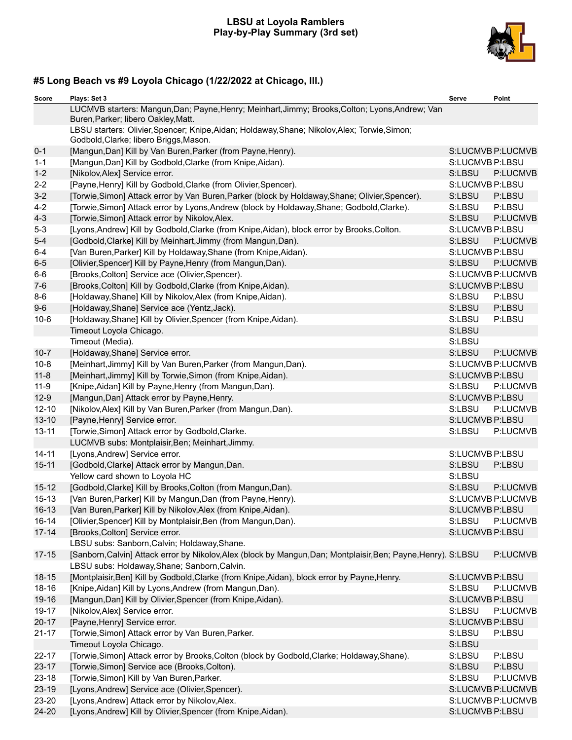**LBSU at Loyola Ramblers**
**Play-by-Play Summary (3rd set)**

## #5 Long Beach vs #9 Loyola Chicago (1/22/2022 at Chicago, Ill.)

| Score | Plays: Set 3 | Serve | Point |
|---|---|---|---|
| | LUCMVB starters: Mangun,Dan; Payne,Henry; Meinhart,Jimmy; Brooks,Colton; Lyons,Andrew; Van Buren,Parker; libero Oakley,Matt. | | |
| | LBSU starters: Olivier,Spencer; Knipe,Aidan; Holdaway,Shane; Nikolov,Alex; Torwie,Simon; Godbold,Clarke; libero Briggs,Mason. | | |
| 0-1 | [Mangun,Dan] Kill by Van Buren,Parker (from Payne,Henry). | S:LUCMVB | P:LUCMVB |
| 1-1 | [Mangun,Dan] Kill by Godbold,Clarke (from Knipe,Aidan). | S:LUCMVB | P:LBSU |
| 1-2 | [Nikolov,Alex] Service error. | S:LBSU | P:LUCMVB |
| 2-2 | [Payne,Henry] Kill by Godbold,Clarke (from Olivier,Spencer). | S:LUCMVB | P:LBSU |
| 3-2 | [Torwie,Simon] Attack error by Van Buren,Parker (block by Holdaway,Shane; Olivier,Spencer). | S:LBSU | P:LBSU |
| 4-2 | [Torwie,Simon] Attack error by Lyons,Andrew (block by Holdaway,Shane; Godbold,Clarke). | S:LBSU | P:LBSU |
| 4-3 | [Torwie,Simon] Attack error by Nikolov,Alex. | S:LBSU | P:LUCMVB |
| 5-3 | [Lyons,Andrew] Kill by Godbold,Clarke (from Knipe,Aidan), block error by Brooks,Colton. | S:LUCMVB | P:LBSU |
| 5-4 | [Godbold,Clarke] Kill by Meinhart,Jimmy (from Mangun,Dan). | S:LBSU | P:LUCMVB |
| 6-4 | [Van Buren,Parker] Kill by Holdaway,Shane (from Knipe,Aidan). | S:LUCMVB | P:LBSU |
| 6-5 | [Olivier,Spencer] Kill by Payne,Henry (from Mangun,Dan). | S:LBSU | P:LUCMVB |
| 6-6 | [Brooks,Colton] Service ace (Olivier,Spencer). | S:LUCMVB | P:LUCMVB |
| 7-6 | [Brooks,Colton] Kill by Godbold,Clarke (from Knipe,Aidan). | S:LUCMVB | P:LBSU |
| 8-6 | [Holdaway,Shane] Kill by Nikolov,Alex (from Knipe,Aidan). | S:LBSU | P:LBSU |
| 9-6 | [Holdaway,Shane] Service ace (Yentz,Jack). | S:LBSU | P:LBSU |
| 10-6 | [Holdaway,Shane] Kill by Olivier,Spencer (from Knipe,Aidan). | S:LBSU | P:LBSU |
| | Timeout Loyola Chicago. | S:LBSU | |
| | Timeout (Media). | S:LBSU | |
| 10-7 | [Holdaway,Shane] Service error. | S:LBSU | P:LUCMVB |
| 10-8 | [Meinhart,Jimmy] Kill by Van Buren,Parker (from Mangun,Dan). | S:LUCMVB | P:LUCMVB |
| 11-8 | [Meinhart,Jimmy] Kill by Torwie,Simon (from Knipe,Aidan). | S:LUCMVB | P:LBSU |
| 11-9 | [Knipe,Aidan] Kill by Payne,Henry (from Mangun,Dan). | S:LBSU | P:LUCMVB |
| 12-9 | [Mangun,Dan] Attack error by Payne,Henry. | S:LUCMVB | P:LBSU |
| 12-10 | [Nikolov,Alex] Kill by Van Buren,Parker (from Mangun,Dan). | S:LBSU | P:LUCMVB |
| 13-10 | [Payne,Henry] Service error. | S:LUCMVB | P:LBSU |
| 13-11 | [Torwie,Simon] Attack error by Godbold,Clarke. | S:LBSU | P:LUCMVB |
| | LUCMVB subs: Montplaisir,Ben; Meinhart,Jimmy. | | |
| 14-11 | [Lyons,Andrew] Service error. | S:LUCMVB | P:LBSU |
| 15-11 | [Godbold,Clarke] Attack error by Mangun,Dan. | S:LBSU | P:LBSU |
| | Yellow card shown to Loyola HC | S:LBSU | |
| 15-12 | [Godbold,Clarke] Kill by Brooks,Colton (from Mangun,Dan). | S:LBSU | P:LUCMVB |
| 15-13 | [Van Buren,Parker] Kill by Mangun,Dan (from Payne,Henry). | S:LUCMVB | P:LUCMVB |
| 16-13 | [Van Buren,Parker] Kill by Nikolov,Alex (from Knipe,Aidan). | S:LUCMVB | P:LBSU |
| 16-14 | [Olivier,Spencer] Kill by Montplaisir,Ben (from Mangun,Dan). | S:LBSU | P:LUCMVB |
| 17-14 | [Brooks,Colton] Service error. | S:LUCMVB | P:LBSU |
| | LBSU subs: Sanborn,Calvin; Holdaway,Shane. | | |
| 17-15 | [Sanborn,Calvin] Attack error by Nikolov,Alex (block by Mangun,Dan; Montplaisir,Ben; Payne,Henry). | S:LBSU | P:LUCMVB |
| | LBSU subs: Holdaway,Shane; Sanborn,Calvin. | | |
| 18-15 | [Montplaisir,Ben] Kill by Godbold,Clarke (from Knipe,Aidan), block error by Payne,Henry. | S:LUCMVB | P:LBSU |
| 18-16 | [Knipe,Aidan] Kill by Lyons,Andrew (from Mangun,Dan). | S:LBSU | P:LUCMVB |
| 19-16 | [Mangun,Dan] Kill by Olivier,Spencer (from Knipe,Aidan). | S:LUCMVB | P:LBSU |
| 19-17 | [Nikolov,Alex] Service error. | S:LBSU | P:LUCMVB |
| 20-17 | [Payne,Henry] Service error. | S:LUCMVB | P:LBSU |
| 21-17 | [Torwie,Simon] Attack error by Van Buren,Parker. | S:LBSU | P:LBSU |
| | Timeout Loyola Chicago. | S:LBSU | |
| 22-17 | [Torwie,Simon] Attack error by Brooks,Colton (block by Godbold,Clarke; Holdaway,Shane). | S:LBSU | P:LBSU |
| 23-17 | [Torwie,Simon] Service ace (Brooks,Colton). | S:LBSU | P:LBSU |
| 23-18 | [Torwie,Simon] Kill by Van Buren,Parker. | S:LBSU | P:LUCMVB |
| 23-19 | [Lyons,Andrew] Service ace (Olivier,Spencer). | S:LUCMVB | P:LUCMVB |
| 23-20 | [Lyons,Andrew] Attack error by Nikolov,Alex. | S:LUCMVB | P:LUCMVB |
| 24-20 | [Lyons,Andrew] Kill by Olivier,Spencer (from Knipe,Aidan). | S:LUCMVB | P:LBSU |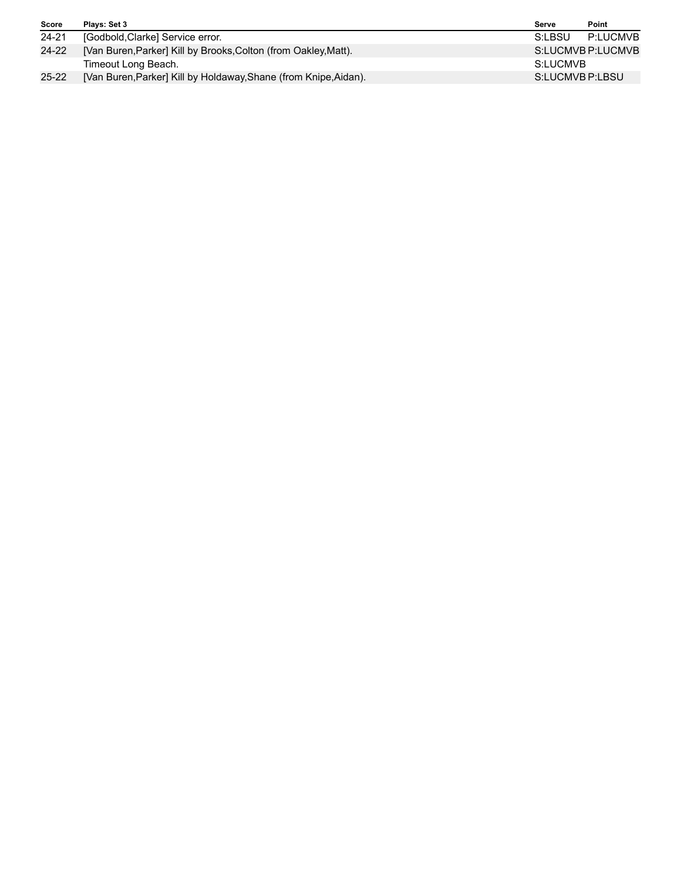| Score | Plays: Set 3 | Serve | Point |
|---|---|---|---|
| 24-21 | [Godbold,Clarke] Service error. | S:LBSU | P:LUCMVB |
| 24-22 | [Van Buren,Parker] Kill by Brooks,Colton (from Oakley,Matt). | S:LUCMVB | P:LUCMVB |
| | Timeout Long Beach. | S:LUCMVB | |
| 25-22 | [Van Buren,Parker] Kill by Holdaway,Shane (from Knipe,Aidan). | S:LUCMVB | P:LBSU |